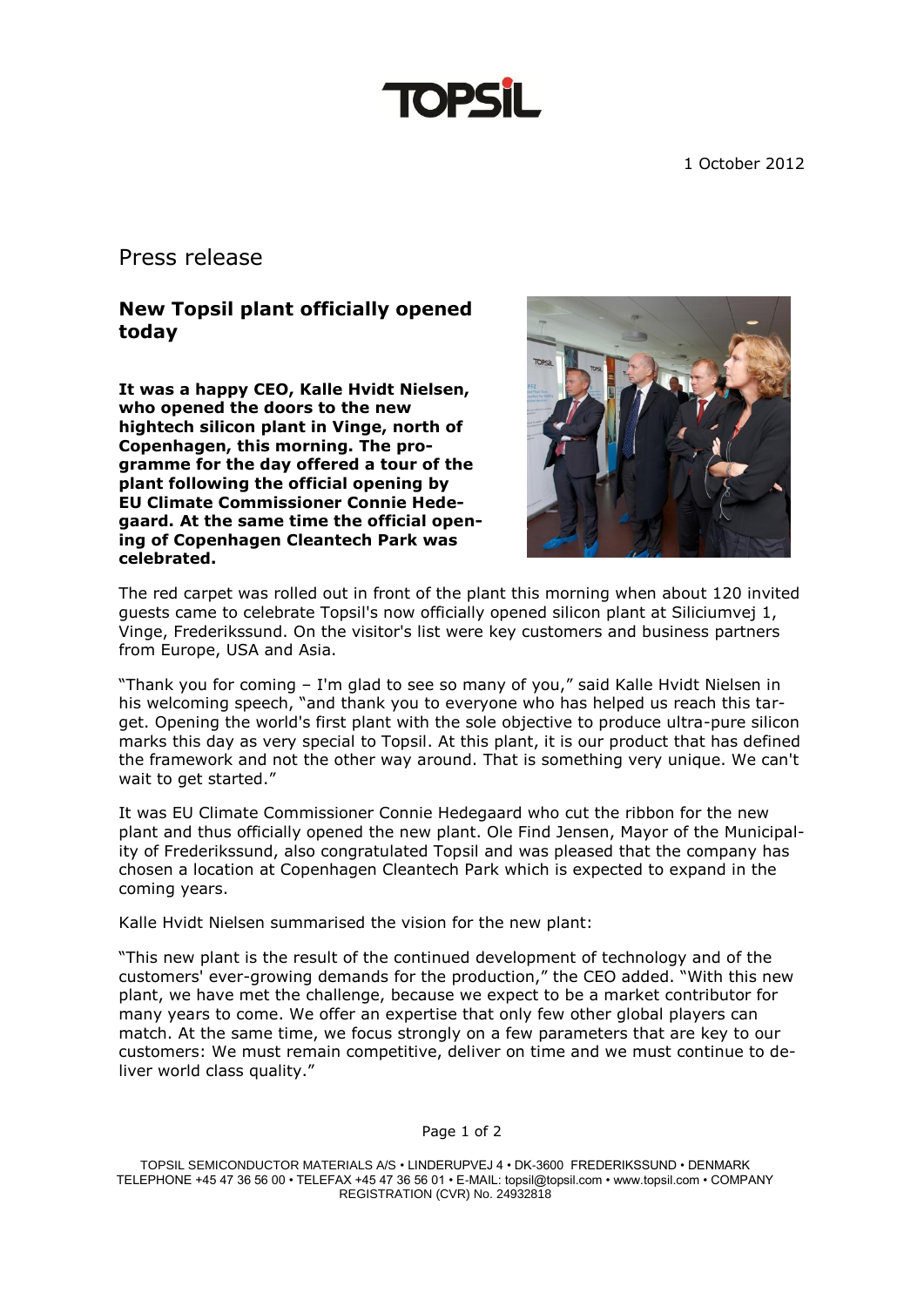TOPSIL

1 October 2012

# Press release

## New Topsil plant officially opened today

**It was a happy CEO, Kalle Hvidt Nielsen, who opened the doors to the new hightech silicon plant in Vinge, north of Copenhagen, this morning. The programme for the day offered a tour of the plant following the official opening by EU Climate Commissioner Connie Hedegaard. At the same time the official opening of Copenhagen Cleantech Park was celebrated.**

The red carpet was rolled out in front of the plant this morning when about 120 invited guests came to celebrate Topsil's now officially opened silicon plant at Siliciumvej 1, Vinge, Frederikssund. On the visitor's list were key customers and business partners from Europe, USA and Asia.

"Thank you for coming – I'm glad to see so many of you," said Kalle Hvidt Nielsen in his welcoming speech, "and thank you to everyone who has helped us reach this target. Opening the world's first plant with the sole objective to produce ultra-pure silicon marks this day as very special to Topsil. At this plant, it is our product that has defined the framework and not the other way around. That is something very unique. We can't wait to get started."

It was EU Climate Commissioner Connie Hedegaard who cut the ribbon for the new plant and thus officially opened the new plant. Ole Find Jensen, Mayor of the Municipality of Frederikssund, also congratulated Topsil and was pleased that the company has chosen a location at Copenhagen Cleantech Park which is expected to expand in the coming years.

Kalle Hvidt Nielsen summarised the vision for the new plant:

"This new plant is the result of the continued development of technology and of the customers' ever-growing demands for the production," the CEO added. "With this new plant, we have met the challenge, because we expect to be a market contributor for many years to come. We offer an expertise that only few other global players can match. At the same time, we focus strongly on a few parameters that are key to our customers: We must remain competitive, deliver on time and we must continue to deliver world class quality."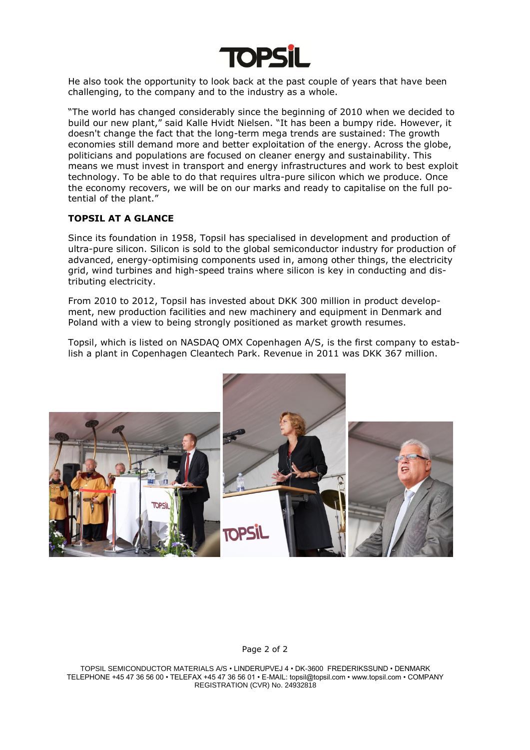He also took the opportunity to look back at the past couple of years that have been challenging, to the company and to the industry as a whole.

"The world has changed considerably since the beginning of 2010 when we decided to build our new plant," said Kalle Hvidt Nielsen. "It has been a bumpy ride. However, it doesn't change the fact that the long-term mega trends are sustained: The growth economies still demand more and better exploitation of the energy. Across the globe, politicians and populations are focused on cleaner energy and sustainability. This means we must invest in transport and energy infrastructures and work to best exploit technology. To be able to do that requires ultra-pure silicon which we produce. Once the economy recovers, we will be on our marks and ready to capitalise on the full potential of the plant."

**TOPSIL AT A GLANCE**

Since its foundation in 1958, Topsil has specialised in development and production of ultra-pure silicon. Silicon is sold to the global semiconductor industry for production of advanced, energy-optimising components used in, among other things, the electricity grid, wind turbines and high-speed trains where silicon is key in conducting and distributing electricity.

From 2010 to 2012, Topsil has invested about DKK 300 million in product development, new production facilities and new machinery and equipment in Denmark and Poland with a view to being strongly positioned as market growth resumes.

Topsil, which is listed on NASDAQ OMX Copenhagen A/S, is the first company to establish a plant in Copenhagen Cleantech Park. Revenue in 2011 was DKK 367 million.

TOPSIL SEMICONDUCTOR MATERIALS A/S • LINDERUPVEJ 4 • DK-3600 FREDERIKSSUND • DENMARK
TELEPHONE +45 47 36 56 00 • TELEFAX +45 47 36 56 01 • E-MAIL: topsil@topsil.com • www.topsil.com • COMPANY REGISTRATION (CVR) No. 24932818